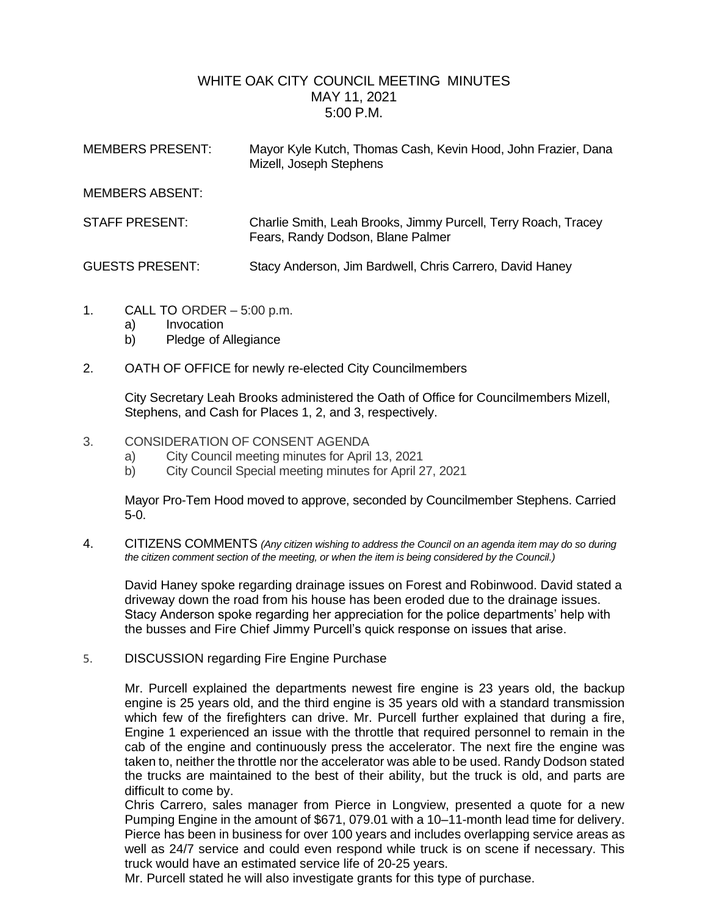# WHITE OAK CITY COUNCIL MEETING MINUTES
## MAY 11, 2021
## 5:00 P.M.

MEMBERS PRESENT: Mayor Kyle Kutch, Thomas Cash, Kevin Hood, John Frazier, Dana Mizell, Joseph Stephens

MEMBERS ABSENT:

STAFF PRESENT: Charlie Smith, Leah Brooks, Jimmy Purcell, Terry Roach, Tracey Fears, Randy Dodson, Blane Palmer

GUESTS PRESENT: Stacy Anderson, Jim Bardwell, Chris Carrero, David Haney

1. CALL TO ORDER – 5:00 p.m.
   a) Invocation
   b) Pledge of Allegiance

2. OATH OF OFFICE for newly re-elected City Councilmembers

   City Secretary Leah Brooks administered the Oath of Office for Councilmembers Mizell, Stephens, and Cash for Places 1, 2, and 3, respectively.

3. CONSIDERATION OF CONSENT AGENDA
   a) City Council meeting minutes for April 13, 2021
   b) City Council Special meeting minutes for April 27, 2021

   Mayor Pro-Tem Hood moved to approve, seconded by Councilmember Stephens. Carried 5-0.

4. CITIZENS COMMENTS *(Any citizen wishing to address the Council on an agenda item may do so during the citizen comment section of the meeting, or when the item is being considered by the Council.)*

   David Haney spoke regarding drainage issues on Forest and Robinwood. David stated a driveway down the road from his house has been eroded due to the drainage issues. Stacy Anderson spoke regarding her appreciation for the police departments' help with the busses and Fire Chief Jimmy Purcell's quick response on issues that arise.

5. DISCUSSION regarding Fire Engine Purchase

   Mr. Purcell explained the departments newest fire engine is 23 years old, the backup engine is 25 years old, and the third engine is 35 years old with a standard transmission which few of the firefighters can drive. Mr. Purcell further explained that during a fire, Engine 1 experienced an issue with the throttle that required personnel to remain in the cab of the engine and continuously press the accelerator. The next fire the engine was taken to, neither the throttle nor the accelerator was able to be used. Randy Dodson stated the trucks are maintained to the best of their ability, but the truck is old, and parts are difficult to come by.

   Chris Carrero, sales manager from Pierce in Longview, presented a quote for a new Pumping Engine in the amount of $671, 079.01 with a 10–11-month lead time for delivery. Pierce has been in business for over 100 years and includes overlapping service areas as well as 24/7 service and could even respond while truck is on scene if necessary. This truck would have an estimated service life of 20-25 years.

   Mr. Purcell stated he will also investigate grants for this type of purchase.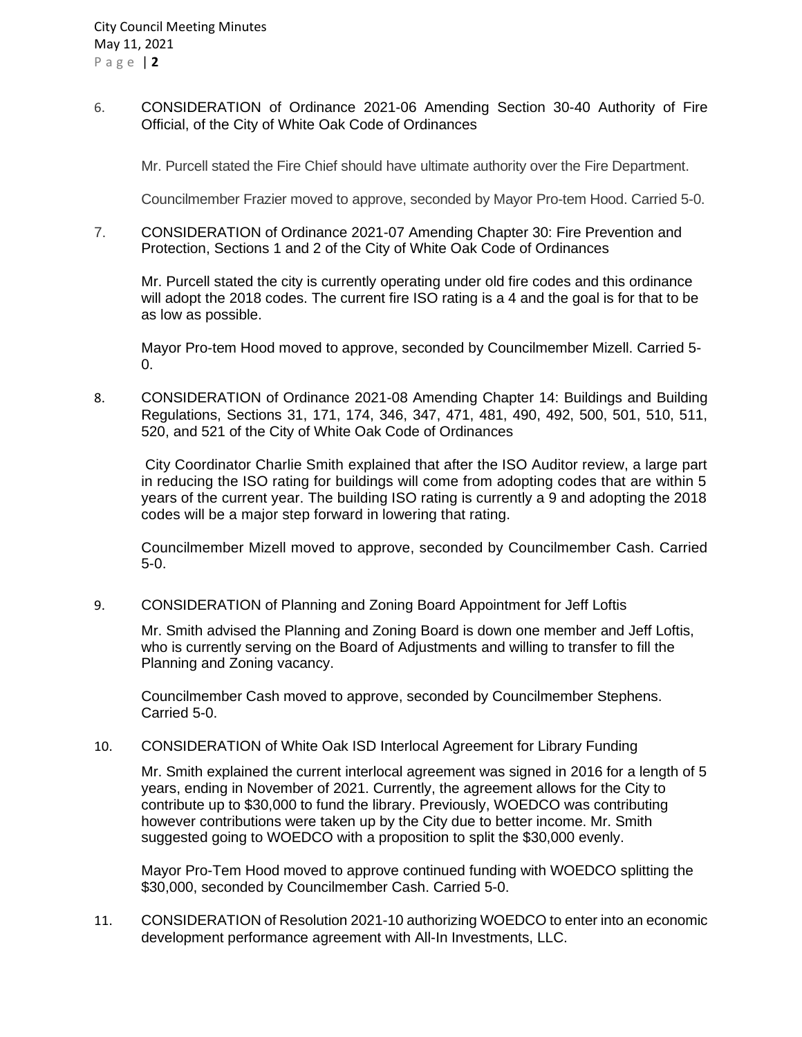6. CONSIDERATION of Ordinance 2021-06 Amending Section 30-40 Authority of Fire Official, of the City of White Oak Code of Ordinances

   Mr. Purcell stated the Fire Chief should have ultimate authority over the Fire Department.

   Councilmember Frazier moved to approve, seconded by Mayor Pro-tem Hood. Carried 5-0.

7. CONSIDERATION of Ordinance 2021-07 Amending Chapter 30: Fire Prevention and Protection, Sections 1 and 2 of the City of White Oak Code of Ordinances

   Mr. Purcell stated the city is currently operating under old fire codes and this ordinance will adopt the 2018 codes. The current fire ISO rating is a 4 and the goal is for that to be as low as possible.

   Mayor Pro-tem Hood moved to approve, seconded by Councilmember Mizell. Carried 5-0.

8. CONSIDERATION of Ordinance 2021-08 Amending Chapter 14: Buildings and Building Regulations, Sections 31, 171, 174, 346, 347, 471, 481, 490, 492, 500, 501, 510, 511, 520, and 521 of the City of White Oak Code of Ordinances

   City Coordinator Charlie Smith explained that after the ISO Auditor review, a large part in reducing the ISO rating for buildings will come from adopting codes that are within 5 years of the current year. The building ISO rating is currently a 9 and adopting the 2018 codes will be a major step forward in lowering that rating.

   Councilmember Mizell moved to approve, seconded by Councilmember Cash. Carried 5-0.

9. CONSIDERATION of Planning and Zoning Board Appointment for Jeff Loftis

   Mr. Smith advised the Planning and Zoning Board is down one member and Jeff Loftis, who is currently serving on the Board of Adjustments and willing to transfer to fill the Planning and Zoning vacancy.

   Councilmember Cash moved to approve, seconded by Councilmember Stephens. Carried 5-0.

10. CONSIDERATION of White Oak ISD Interlocal Agreement for Library Funding

    Mr. Smith explained the current interlocal agreement was signed in 2016 for a length of 5 years, ending in November of 2021. Currently, the agreement allows for the City to contribute up to $30,000 to fund the library. Previously, WOEDCO was contributing however contributions were taken up by the City due to better income. Mr. Smith suggested going to WOEDCO with a proposition to split the $30,000 evenly.

    Mayor Pro-Tem Hood moved to approve continued funding with WOEDCO splitting the $30,000, seconded by Councilmember Cash. Carried 5-0.

11. CONSIDERATION of Resolution 2021-10 authorizing WOEDCO to enter into an economic development performance agreement with All-In Investments, LLC.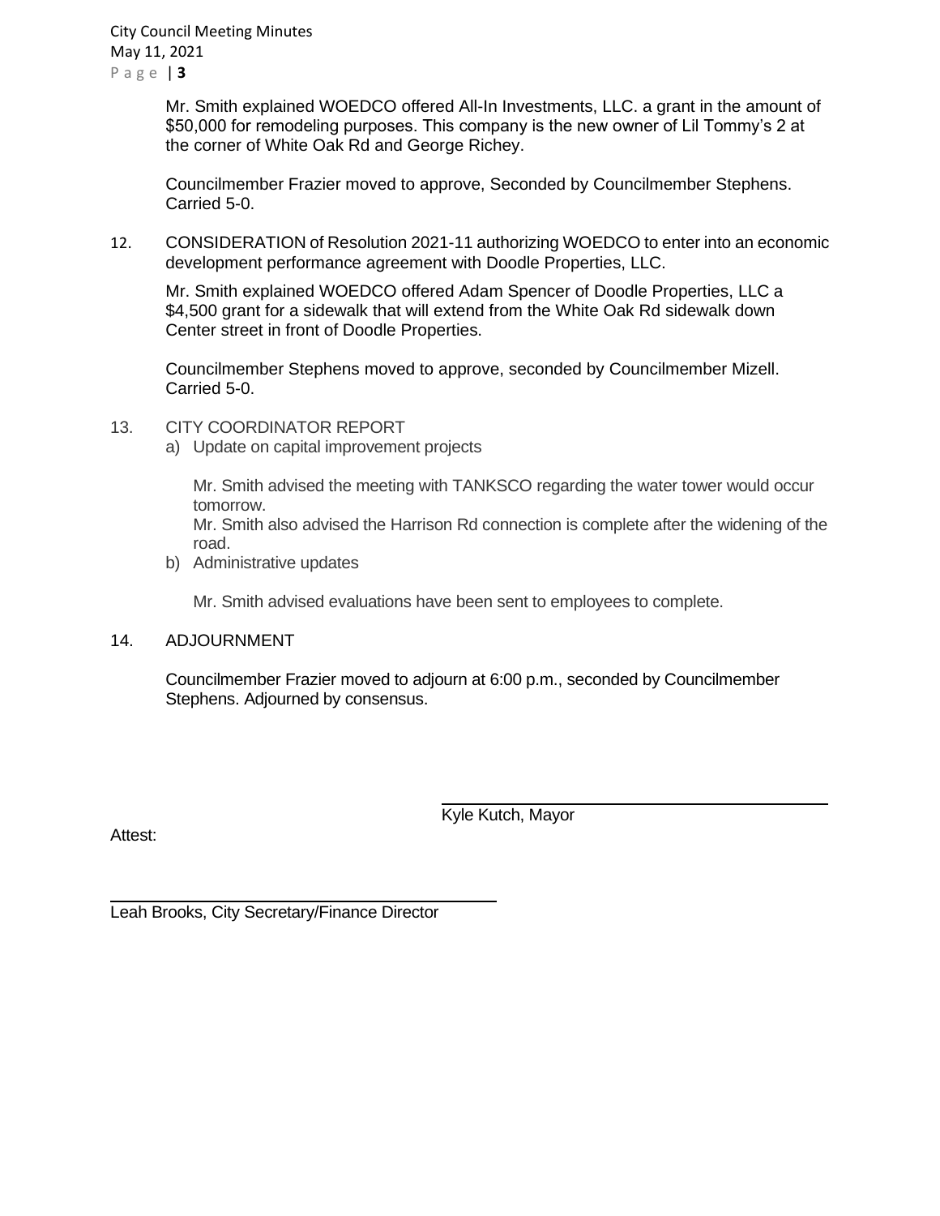Mr. Smith explained WOEDCO offered All-In Investments, LLC. a grant in the amount of $50,000 for remodeling purposes. This company is the new owner of Lil Tommy's 2 at the corner of White Oak Rd and George Richey.

Councilmember Frazier moved to approve, Seconded by Councilmember Stephens. Carried 5-0.

12. CONSIDERATION of Resolution 2021-11 authorizing WOEDCO to enter into an economic development performance agreement with Doodle Properties, LLC.

    Mr. Smith explained WOEDCO offered Adam Spencer of Doodle Properties, LLC a $4,500 grant for a sidewalk that will extend from the White Oak Rd sidewalk down Center street in front of Doodle Properties.

    Councilmember Stephens moved to approve, seconded by Councilmember Mizell. Carried 5-0.

13. CITY COORDINATOR REPORT
    a) Update on capital improvement projects

       Mr. Smith advised the meeting with TANKSCO regarding the water tower would occur tomorrow.
       Mr. Smith also advised the Harrison Rd connection is complete after the widening of the road.
    b) Administrative updates

       Mr. Smith advised evaluations have been sent to employees to complete.

14. ADJOURNMENT

    Councilmember Frazier moved to adjourn at 6:00 p.m., seconded by Councilmember Stephens. Adjourned by consensus.

\_\_\_\_\_\_\_\_\_\_\_\_\_\_\_\_\_\_\_\_\_\_\_\_\_\_\_\_\_\_\_\_\_\_\_\_\_\_
Kyle Kutch, Mayor

Attest:

\_\_\_\_\_\_\_\_\_\_\_\_\_\_\_\_\_\_\_\_\_\_\_\_\_\_\_\_\_\_\_\_\_\_\_\_\_\_
Leah Brooks, City Secretary/Finance Director